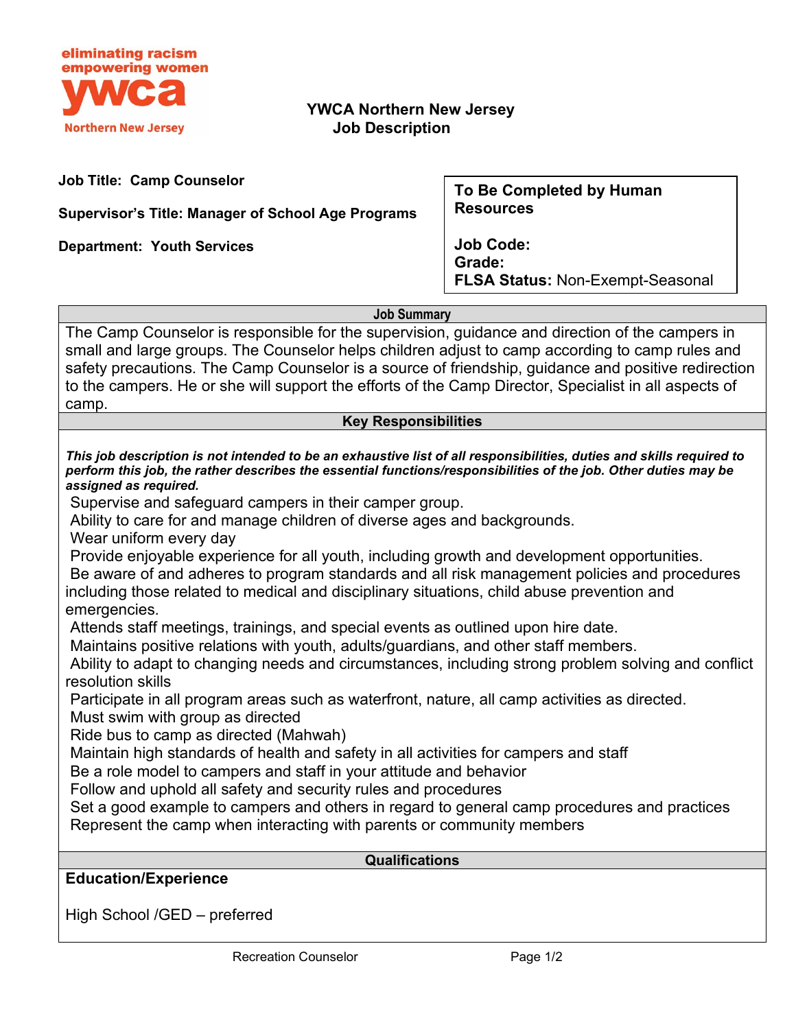eliminating racism
empowering women
ywca
Northern New Jersey

# YWCA Northern New Jersey
## Job Description

**Job Title: Camp Counselor**

**Supervisor's Title: Manager of School Age Programs**

**Department: Youth Services**

| **To Be Completed by Human Resources** |
|---|
| **Job Code:** |
| **Grade:** |
| **FLSA Status:** Non-Exempt-Seasonal |

### Job Summary

The Camp Counselor is responsible for the supervision, guidance and direction of the campers in small and large groups. The Counselor helps children adjust to camp according to camp rules and safety precautions. The Camp Counselor is a source of friendship, guidance and positive redirection to the campers. He or she will support the efforts of the Camp Director, Specialist in all aspects of camp.

### Key Responsibilities

***This job description is not intended to be an exhaustive list of all responsibilities, duties and skills required to perform this job, the rather describes the essential functions/responsibilities of the job. Other duties may be assigned as required.***

- Supervise and safeguard campers in their camper group.
- Ability to care for and manage children of diverse ages and backgrounds.
- Wear uniform every day
- Provide enjoyable experience for all youth, including growth and development opportunities.
- Be aware of and adheres to program standards and all risk management policies and procedures including those related to medical and disciplinary situations, child abuse prevention and emergencies.
- Attends staff meetings, trainings, and special events as outlined upon hire date.
- Maintains positive relations with youth, adults/guardians, and other staff members.
- Ability to adapt to changing needs and circumstances, including strong problem solving and conflict resolution skills
- Participate in all program areas such as waterfront, nature, all camp activities as directed.
- Must swim with group as directed
- Ride bus to camp as directed (Mahwah)
- Maintain high standards of health and safety in all activities for campers and staff
- Be a role model to campers and staff in your attitude and behavior
- Follow and uphold all safety and security rules and procedures
- Set a good example to campers and others in regard to general camp procedures and practices
- Represent the camp when interacting with parents or community members

### Qualifications

**Education/Experience**

High School /GED – preferred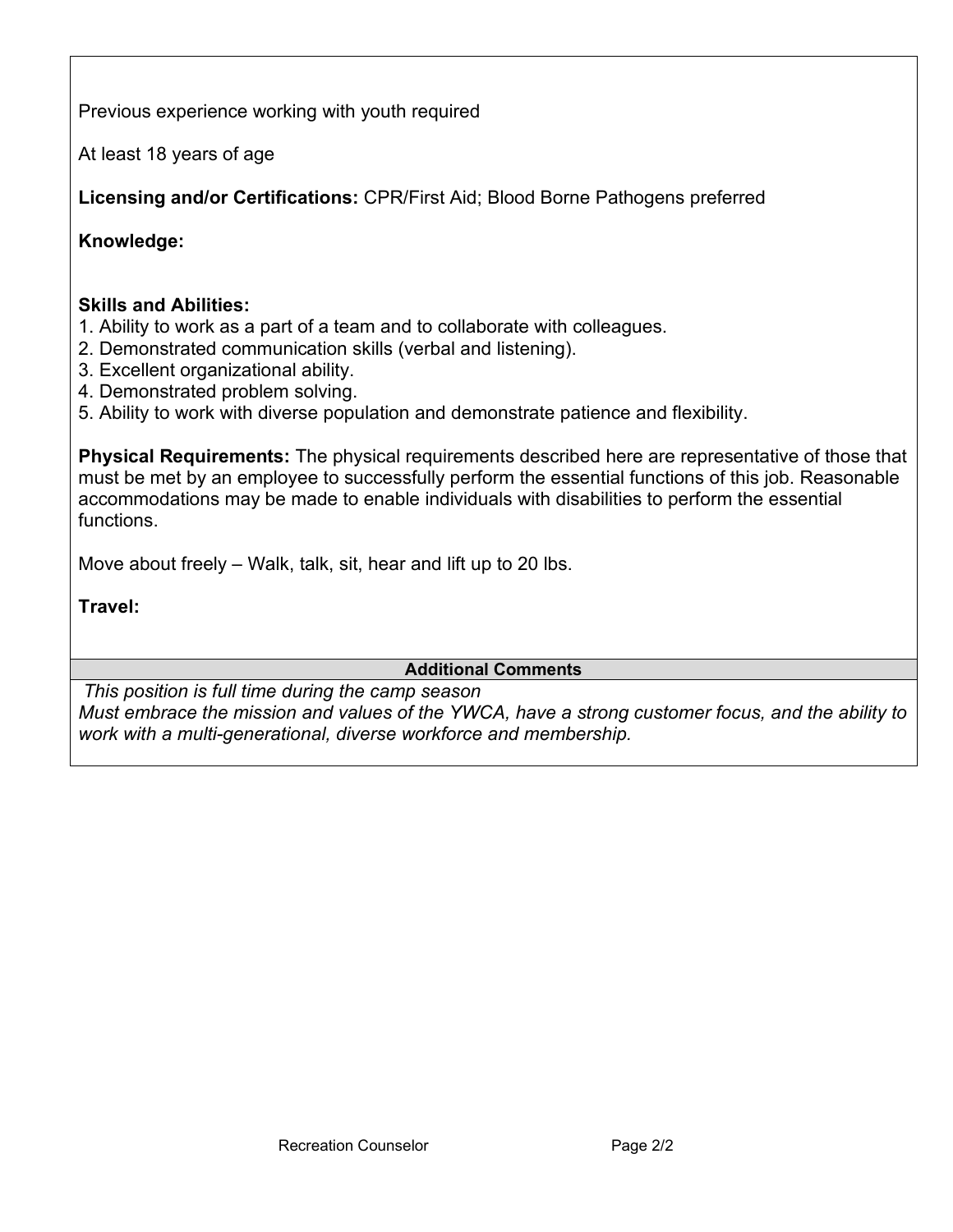Previous experience working with youth required

At least 18 years of age

**Licensing and/or Certifications:** CPR/First Aid; Blood Borne Pathogens preferred

**Knowledge:**

**Skills and Abilities:**
1. Ability to work as a part of a team and to collaborate with colleagues.
2. Demonstrated communication skills (verbal and listening).
3. Excellent organizational ability.
4. Demonstrated problem solving.
5. Ability to work with diverse population and demonstrate patience and flexibility.

**Physical Requirements:** The physical requirements described here are representative of those that must be met by an employee to successfully perform the essential functions of this job. Reasonable accommodations may be made to enable individuals with disabilities to perform the essential functions.

Move about freely – Walk, talk, sit, hear and lift up to 20 lbs.

**Travel:**

**Additional Comments**

*This position is full time during the camp season*
*Must embrace the mission and values of the YWCA, have a strong customer focus, and the ability to work with a multi-generational, diverse workforce and membership.*